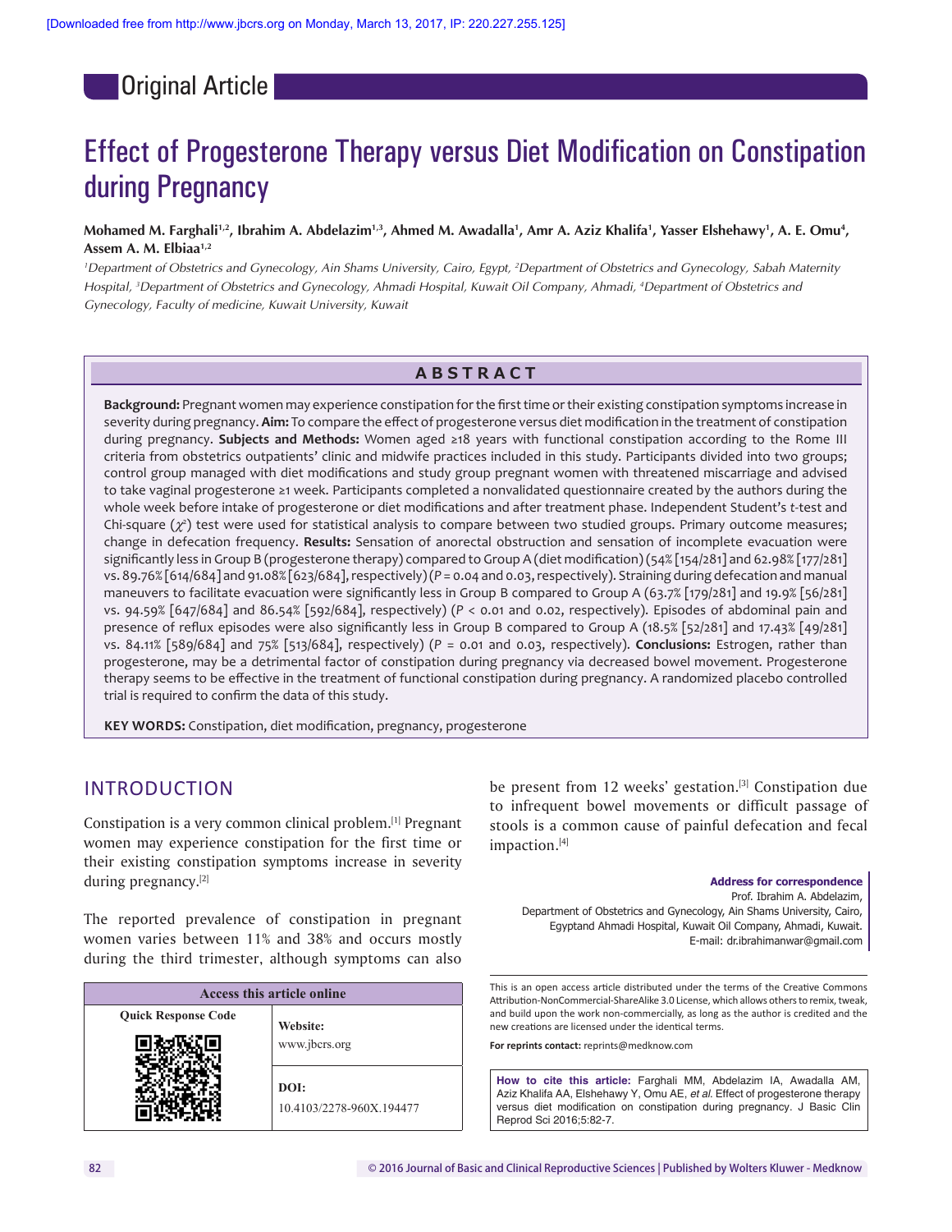Original Article

# Effect of Progesterone Therapy versus Diet Modification on Constipation during Pregnancy

**Mohamed M. Farghali[1,2], Ibrahim A. Abdelazim[1,3], Ahmed M. Awadalla[1], Amr A. Aziz Khalifa[1], Yasser Elshehawy[1], A. E. Omu[4], Assem A. M. Elbiaa[1,2]**

*[1]Department of Obstetrics and Gynecology, Ain Shams University, Cairo, Egypt, [2]Department of Obstetrics and Gynecology, Sabah Maternity Hospital, [3]Department of Obstetrics and Gynecology, Ahmadi Hospital, Kuwait Oil Company, Ahmadi, [4]Department of Obstetrics and Gynecology, Faculty of medicine, Kuwait University, Kuwait*

## ABSTRACT

**Background:** Pregnant women may experience constipation for the first time or their existing constipation symptoms increase in severity during pregnancy. **Aim:** To compare the effect of progesterone versus diet modification in the treatment of constipation during pregnancy. **Subjects and Methods:** Women aged ≥18 years with functional constipation according to the Rome III criteria from obstetrics outpatients' clinic and midwife practices included in this study. Participants divided into two groups; control group managed with diet modifications and study group pregnant women with threatened miscarriage and advised to take vaginal progesterone ≥1 week. Participants completed a nonvalidated questionnaire created by the authors during the whole week before intake of progesterone or diet modifications and after treatment phase. Independent Student's *t*-test and Chi-square ($\chi^2$) test were used for statistical analysis to compare between two studied groups. Primary outcome measures; change in defecation frequency. **Results:** Sensation of anorectal obstruction and sensation of incomplete evacuation were significantly less in Group B (progesterone therapy) compared to Group A (diet modification) (54% [154/281] and 62.98% [177/281] vs. 89.76% [614/684] and 91.08% [623/684], respectively) ($P$ = 0.04 and 0.03, respectively). Straining during defecation and manual maneuvers to facilitate evacuation were significantly less in Group B compared to Group A (63.7% [179/281] and 19.9% [56/281] vs. 94.59% [647/684] and 86.54% [592/684], respectively) ($P$ < 0.01 and 0.02, respectively). Episodes of abdominal pain and presence of reflux episodes were also significantly less in Group B compared to Group A (18.5% [52/281] and 17.43% [49/281] vs. 84.11% [589/684] and 75% [513/684], respectively) ($P$ = 0.01 and 0.03, respectively). **Conclusions:** Estrogen, rather than progesterone, may be a detrimental factor of constipation during pregnancy via decreased bowel movement. Progesterone therapy seems to be effective in the treatment of functional constipation during pregnancy. A randomized placebo controlled trial is required to confirm the data of this study.

**KEY WORDS:** Constipation, diet modification, pregnancy, progesterone

## INTRODUCTION

Constipation is a very common clinical problem.[1] Pregnant women may experience constipation for the first time or their existing constipation symptoms increase in severity during pregnancy.[2]

The reported prevalence of constipation in pregnant women varies between 11% and 38% and occurs mostly during the third trimester, although symptoms can also be present from 12 weeks' gestation.[3] Constipation due to infrequent bowel movements or difficult passage of stools is a common cause of painful defecation and fecal impaction.[4]

**Address for correspondence**
Prof. Ibrahim A. Abdelazim,
Department of Obstetrics and Gynecology, Ain Shams University, Cairo, Egyptand Ahmadi Hospital, Kuwait Oil Company, Ahmadi, Kuwait.
E-mail: dr.ibrahimanwar@gmail.com

| Access this article online | |
|---|---|
| Quick Response Code | Website: www.jbcrs.org |
| | DOI: 10.4103/2278-960X.194477 |

This is an open access article distributed under the terms of the Creative Commons Attribution-NonCommercial-ShareAlike 3.0 License, which allows others to remix, tweak, and build upon the work non-commercially, as long as the author is credited and the new creations are licensed under the identical terms.

**For reprints contact:** reprints@medknow.com

**How to cite this article:** Farghali MM, Abdelazim IA, Awadalla AM, Aziz Khalifa AA, Elshehawy Y, Omu AE, *et al.* Effect of progesterone therapy versus diet modification on constipation during pregnancy. J Basic Clin Reprod Sci 2016;5:82-7.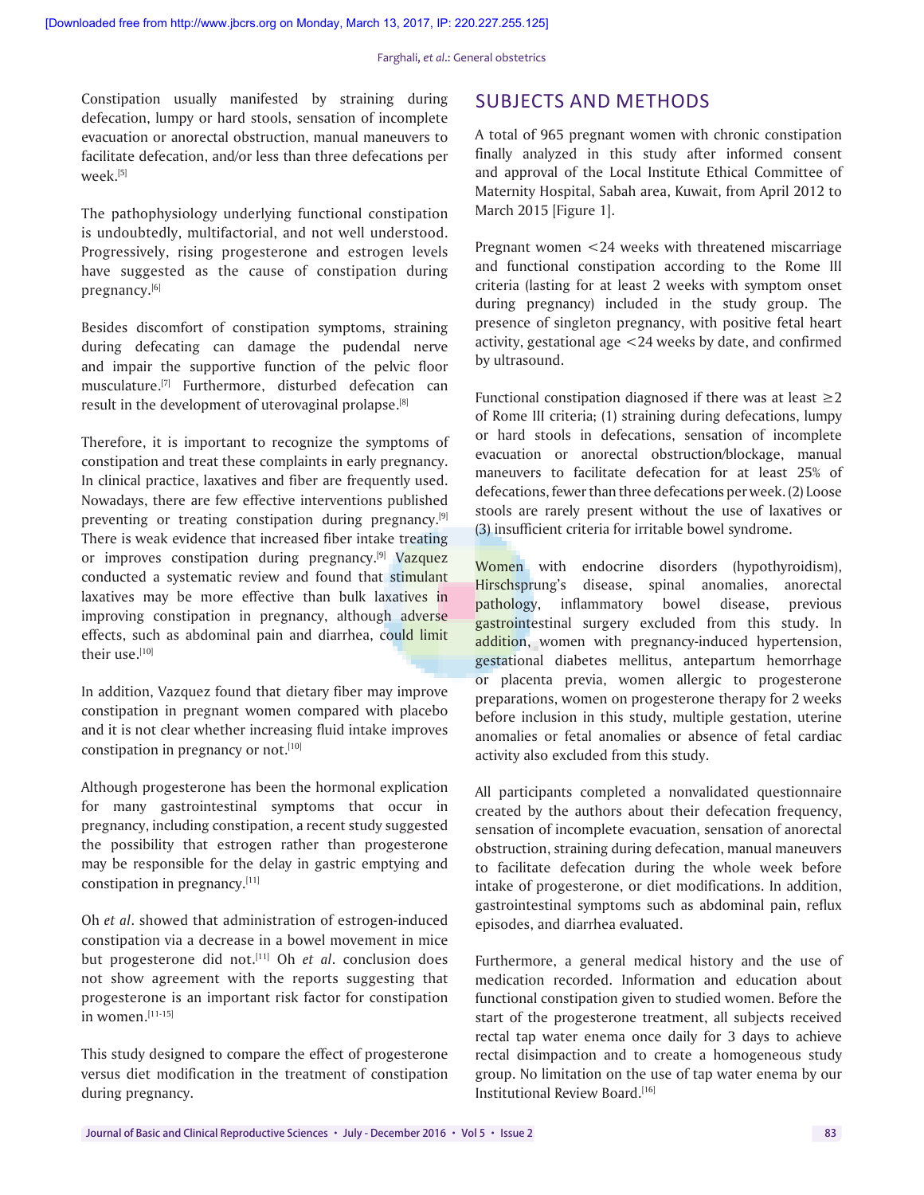Constipation usually manifested by straining during defecation, lumpy or hard stools, sensation of incomplete evacuation or anorectal obstruction, manual maneuvers to facilitate defecation, and/or less than three defecations per week.[5]

The pathophysiology underlying functional constipation is undoubtedly, multifactorial, and not well understood. Progressively, rising progesterone and estrogen levels have suggested as the cause of constipation during pregnancy.[6]

Besides discomfort of constipation symptoms, straining during defecating can damage the pudendal nerve and impair the supportive function of the pelvic floor musculature.[7] Furthermore, disturbed defecation can result in the development of uterovaginal prolapse.[8]

Therefore, it is important to recognize the symptoms of constipation and treat these complaints in early pregnancy. In clinical practice, laxatives and fiber are frequently used. Nowadays, there are few effective interventions published preventing or treating constipation during pregnancy.[9] There is weak evidence that increased fiber intake treating or improves constipation during pregnancy.[9] Vazquez conducted a systematic review and found that stimulant laxatives may be more effective than bulk laxatives in improving constipation in pregnancy, although adverse effects, such as abdominal pain and diarrhea, could limit their use.[10]

In addition, Vazquez found that dietary fiber may improve constipation in pregnant women compared with placebo and it is not clear whether increasing fluid intake improves constipation in pregnancy or not.[10]

Although progesterone has been the hormonal explication for many gastrointestinal symptoms that occur in pregnancy, including constipation, a recent study suggested the possibility that estrogen rather than progesterone may be responsible for the delay in gastric emptying and constipation in pregnancy.[11]

Oh *et al*. showed that administration of estrogen-induced constipation via a decrease in a bowel movement in mice but progesterone did not.[11] Oh *et al*. conclusion does not show agreement with the reports suggesting that progesterone is an important risk factor for constipation in women.[11-15]

This study designed to compare the effect of progesterone versus diet modification in the treatment of constipation during pregnancy.

## SUBJECTS AND METHODS

A total of 965 pregnant women with chronic constipation finally analyzed in this study after informed consent and approval of the Local Institute Ethical Committee of Maternity Hospital, Sabah area, Kuwait, from April 2012 to March 2015 [Figure 1].

Pregnant women <24 weeks with threatened miscarriage and functional constipation according to the Rome III criteria (lasting for at least 2 weeks with symptom onset during pregnancy) included in the study group. The presence of singleton pregnancy, with positive fetal heart activity, gestational age <24 weeks by date, and confirmed by ultrasound.

Functional constipation diagnosed if there was at least ≥2 of Rome III criteria; (1) straining during defecations, lumpy or hard stools in defecations, sensation of incomplete evacuation or anorectal obstruction/blockage, manual maneuvers to facilitate defecation for at least 25% of defecations, fewer than three defecations per week. (2) Loose stools are rarely present without the use of laxatives or (3) insufficient criteria for irritable bowel syndrome.

Women with endocrine disorders (hypothyroidism), Hirschsprung's disease, spinal anomalies, anorectal pathology, inflammatory bowel disease, previous gastrointestinal surgery excluded from this study. In addition, women with pregnancy-induced hypertension, gestational diabetes mellitus, antepartum hemorrhage or placenta previa, women allergic to progesterone preparations, women on progesterone therapy for 2 weeks before inclusion in this study, multiple gestation, uterine anomalies or fetal anomalies or absence of fetal cardiac activity also excluded from this study.

All participants completed a nonvalidated questionnaire created by the authors about their defecation frequency, sensation of incomplete evacuation, sensation of anorectal obstruction, straining during defecation, manual maneuvers to facilitate defecation during the whole week before intake of progesterone, or diet modifications. In addition, gastrointestinal symptoms such as abdominal pain, reflux episodes, and diarrhea evaluated.

Furthermore, a general medical history and the use of medication recorded. Information and education about functional constipation given to studied women. Before the start of the progesterone treatment, all subjects received rectal tap water enema once daily for 3 days to achieve rectal disimpaction and to create a homogeneous study group. No limitation on the use of tap water enema by our Institutional Review Board.[16]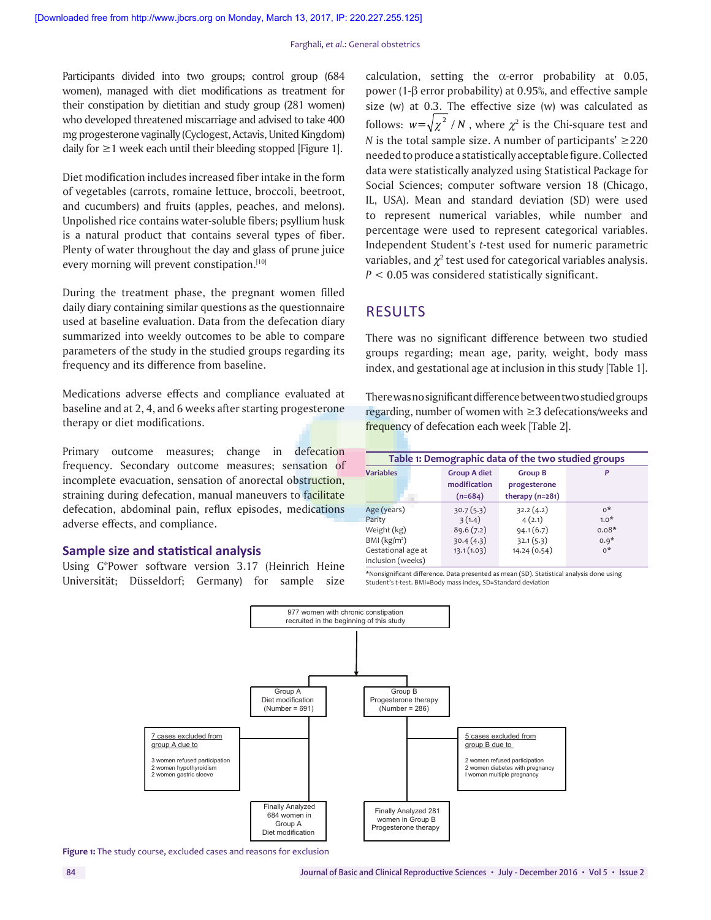Participants divided into two groups; control group (684 women), managed with diet modifications as treatment for their constipation by dietitian and study group (281 women) who developed threatened miscarriage and advised to take 400 mg progesterone vaginally (Cyclogest, Actavis, United Kingdom) daily for ≥1 week each until their bleeding stopped [Figure 1].

Diet modification includes increased fiber intake in the form of vegetables (carrots, romaine lettuce, broccoli, beetroot, and cucumbers) and fruits (apples, peaches, and melons). Unpolished rice contains water-soluble fibers; psyllium husk is a natural product that contains several types of fiber. Plenty of water throughout the day and glass of prune juice every morning will prevent constipation.[10]

During the treatment phase, the pregnant women filled daily diary containing similar questions as the questionnaire used at baseline evaluation. Data from the defecation diary summarized into weekly outcomes to be able to compare parameters of the study in the studied groups regarding its frequency and its difference from baseline.

Medications adverse effects and compliance evaluated at baseline and at 2, 4, and 6 weeks after starting progesterone therapy or diet modifications.

Primary outcome measures; change in defecation frequency. Secondary outcome measures; sensation of incomplete evacuation, sensation of anorectal obstruction, straining during defecation, manual maneuvers to facilitate defecation, abdominal pain, reflux episodes, medications adverse effects, and compliance.

### Sample size and statistical analysis

Using G*Power software version 3.17 (Heinrich Heine Universität; Düsseldorf; Germany) for sample size calculation, setting the α-error probability at 0.05, power (1-β error probability) at 0.95%, and effective sample size (w) at 0.3. The effective size (w) was calculated as follows: $w = \sqrt{\chi^2 / N}$, where $\chi^2$ is the Chi-square test and $N$ is the total sample size. A number of participants' ≥220 needed to produce a statistically acceptable figure. Collected data were statistically analyzed using Statistical Package for Social Sciences; computer software version 18 (Chicago, IL, USA). Mean and standard deviation (SD) were used to represent numerical variables, while number and percentage were used to represent categorical variables. Independent Student's *t*-test used for numeric parametric variables, and $\chi^2$ test used for categorical variables analysis. $P < 0.05$ was considered statistically significant.

## RESULTS

There was no significant difference between two studied groups regarding; mean age, parity, weight, body mass index, and gestational age at inclusion in this study [Table 1].

There was no significant difference between two studied groups regarding, number of women with ≥3 defecations/weeks and frequency of defecation each week [Table 2].

**Table 1: Demographic data of the two studied groups**

| Variables | Group A diet modification (*n*=684) | Group B progesterone therapy (*n*=281) | *P* |
|---|---|---|---|
| Age (years) | 30.7 (5.3) | 32.2 (4.2) | 0* |
| Parity | 3 (1.4) | 4 (2.1) | 1.0* |
| Weight (kg) | 89.6 (7.2) | 94.1 (6.7) | 0.08* |
| BMI (kg/m²) | 30.4 (4.3) | 32.1 (5.3) | 0.9* |
| Gestational age at inclusion (weeks) | 13.1 (1.03) | 14.24 (0.54) | 0* |

*Nonsignificant difference. Data presented as mean (SD). Statistical analysis done using Student's t-test. BMI=Body mass index, SD=Standard deviation

977 women with chronic constipation recruited in the beginning of this study

- Group A Diet modification (Number = 691)
  - 7 cases excluded from group A due to: 3 women refused participation; 2 women hypothyroidism; 2 women gastric sleeve
  - Finally Analyzed 684 women in Group A Diet modification
- Group B Progesterone therapy (Number = 286)
  - 5 cases excluded from group B due to: 2 women refused participation; 2 women diabetes with pregnancy; I woman multiple pregnancy
  - Finally Analyzed 281 women in Group B Progesterone therapy

**Figure 1:** The study course, excluded cases and reasons for exclusion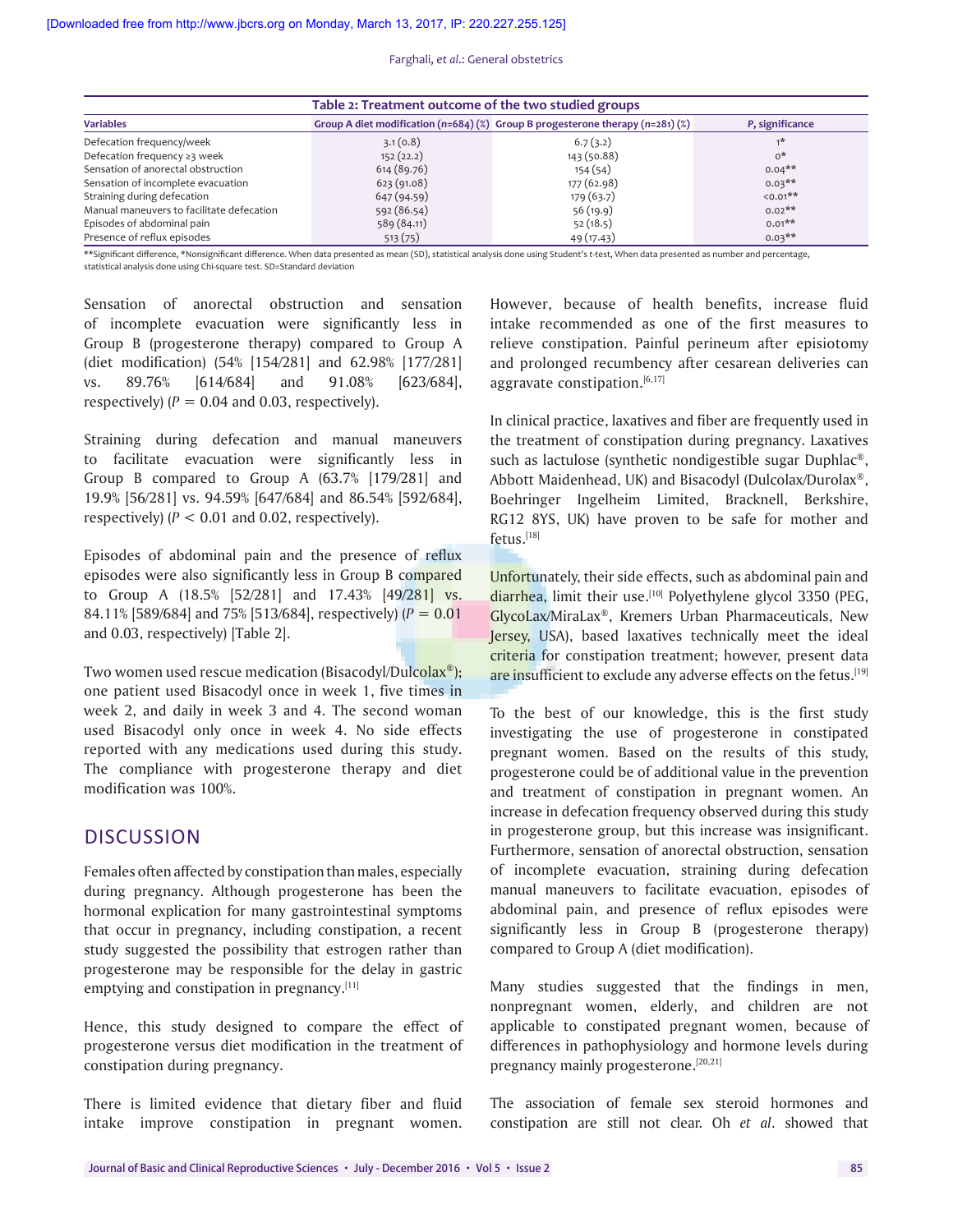**Table 2: Treatment outcome of the two studied groups**

| Variables | Group A diet modification (n=684) (%) | Group B progesterone therapy (n=281) (%) | P, significance |
|---|---|---|---|
| Defecation frequency/week | 3.1 (0.8) | 6.7 (3.2) | 1* |
| Defecation frequency ≥3 week | 152 (22.2) | 143 (50.88) | 0* |
| Sensation of anorectal obstruction | 614 (89.76) | 154 (54) | 0.04** |
| Sensation of incomplete evacuation | 623 (91.08) | 177 (62.98) | 0.03** |
| Straining during defecation | 647 (94.59) | 179 (63.7) | <0.01** |
| Manual maneuvers to facilitate defecation | 592 (86.54) | 56 (19.9) | 0.02** |
| Episodes of abdominal pain | 589 (84.11) | 52 (18.5) | 0.01** |
| Presence of reflux episodes | 513 (75) | 49 (17.43) | 0.03** |

**Significant difference, *Nonsignificant difference. When data presented as mean (SD), statistical analysis done using Student's *t*-test, When data presented as number and percentage, statistical analysis done using Chi-square test. SD=Standard deviation

Sensation of anorectal obstruction and sensation of incomplete evacuation were significantly less in Group B (progesterone therapy) compared to Group A (diet modification) (54% [154/281] and 62.98% [177/281] vs. 89.76% [614/684] and 91.08% [623/684], respectively) ($P = 0.04$ and 0.03, respectively).

Straining during defecation and manual maneuvers to facilitate evacuation were significantly less in Group B compared to Group A (63.7% [179/281] and 19.9% [56/281] vs. 94.59% [647/684] and 86.54% [592/684], respectively) ($P < 0.01$ and 0.02, respectively).

Episodes of abdominal pain and the presence of reflux episodes were also significantly less in Group B compared to Group A (18.5% [52/281] and 17.43% [49/281] vs. 84.11% [589/684] and 75% [513/684], respectively) ($P = 0.01$ and 0.03, respectively) [Table 2].

Two women used rescue medication (Bisacodyl/Dulcolax®); one patient used Bisacodyl once in week 1, five times in week 2, and daily in week 3 and 4. The second woman used Bisacodyl only once in week 4. No side effects reported with any medications used during this study. The compliance with progesterone therapy and diet modification was 100%.

## DISCUSSION

Females often affected by constipation than males, especially during pregnancy. Although progesterone has been the hormonal explication for many gastrointestinal symptoms that occur in pregnancy, including constipation, a recent study suggested the possibility that estrogen rather than progesterone may be responsible for the delay in gastric emptying and constipation in pregnancy.[11]

Hence, this study designed to compare the effect of progesterone versus diet modification in the treatment of constipation during pregnancy.

There is limited evidence that dietary fiber and fluid intake improve constipation in pregnant women. However, because of health benefits, increase fluid intake recommended as one of the first measures to relieve constipation. Painful perineum after episiotomy and prolonged recumbency after cesarean deliveries can aggravate constipation.[6,17]

In clinical practice, laxatives and fiber are frequently used in the treatment of constipation during pregnancy. Laxatives such as lactulose (synthetic nondigestible sugar Duphlac®, Abbott Maidenhead, UK) and Bisacodyl (Dulcolax/Durolax®, Boehringer Ingelheim Limited, Bracknell, Berkshire, RG12 8YS, UK) have proven to be safe for mother and fetus.[18]

Unfortunately, their side effects, such as abdominal pain and diarrhea, limit their use.[10] Polyethylene glycol 3350 (PEG, GlycoLax/MiraLax®, Kremers Urban Pharmaceuticals, New Jersey, USA), based laxatives technically meet the ideal criteria for constipation treatment; however, present data are insufficient to exclude any adverse effects on the fetus.[19]

To the best of our knowledge, this is the first study investigating the use of progesterone in constipated pregnant women. Based on the results of this study, progesterone could be of additional value in the prevention and treatment of constipation in pregnant women. An increase in defecation frequency observed during this study in progesterone group, but this increase was insignificant. Furthermore, sensation of anorectal obstruction, sensation of incomplete evacuation, straining during defecation manual maneuvers to facilitate evacuation, episodes of abdominal pain, and presence of reflux episodes were significantly less in Group B (progesterone therapy) compared to Group A (diet modification).

Many studies suggested that the findings in men, nonpregnant women, elderly, and children are not applicable to constipated pregnant women, because of differences in pathophysiology and hormone levels during pregnancy mainly progesterone.[20,21]

The association of female sex steroid hormones and constipation are still not clear. Oh *et al*. showed that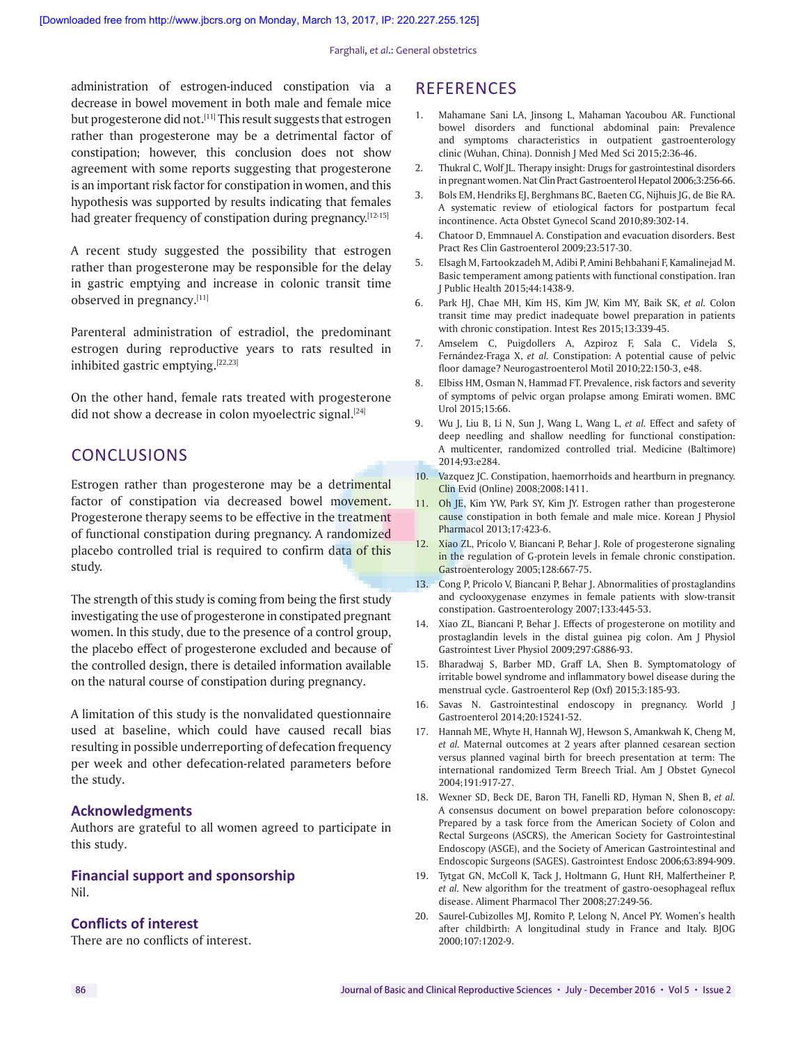administration of estrogen-induced constipation via a decrease in bowel movement in both male and female mice but progesterone did not.[11] This result suggests that estrogen rather than progesterone may be a detrimental factor of constipation; however, this conclusion does not show agreement with some reports suggesting that progesterone is an important risk factor for constipation in women, and this hypothesis was supported by results indicating that females had greater frequency of constipation during pregnancy.[12-15]

A recent study suggested the possibility that estrogen rather than progesterone may be responsible for the delay in gastric emptying and increase in colonic transit time observed in pregnancy.[11]

Parenteral administration of estradiol, the predominant estrogen during reproductive years to rats resulted in inhibited gastric emptying.[22,23]

On the other hand, female rats treated with progesterone did not show a decrease in colon myoelectric signal.[24]

## CONCLUSIONS

Estrogen rather than progesterone may be a detrimental factor of constipation via decreased bowel movement. Progesterone therapy seems to be effective in the treatment of functional constipation during pregnancy. A randomized placebo controlled trial is required to confirm data of this study.

The strength of this study is coming from being the first study investigating the use of progesterone in constipated pregnant women. In this study, due to the presence of a control group, the placebo effect of progesterone excluded and because of the controlled design, there is detailed information available on the natural course of constipation during pregnancy.

A limitation of this study is the nonvalidated questionnaire used at baseline, which could have caused recall bias resulting in possible underreporting of defecation frequency per week and other defecation-related parameters before the study.

### Acknowledgments

Authors are grateful to all women agreed to participate in this study.

### Financial support and sponsorship

Nil.

### Conflicts of interest

There are no conflicts of interest.

## REFERENCES

1. Mahamane Sani LA, Jinsong L, Mahaman Yacoubou AR. Functional bowel disorders and functional abdominal pain: Prevalence and symptoms characteristics in outpatient gastroenterology clinic (Wuhan, China). Donnish J Med Med Sci 2015;2:36-46.
2. Thukral C, Wolf JL. Therapy insight: Drugs for gastrointestinal disorders in pregnant women. Nat Clin Pract Gastroenterol Hepatol 2006;3:256-66.
3. Bols EM, Hendriks EJ, Berghmans BC, Baeten CG, Nijhuis JG, de Bie RA. A systematic review of etiological factors for postpartum fecal incontinence. Acta Obstet Gynecol Scand 2010;89:302-14.
4. Chatoor D, Emmnauel A. Constipation and evacuation disorders. Best Pract Res Clin Gastroenterol 2009;23:517-30.
5. Elsagh M, Fartookzadeh M, Adibi P, Amini Behbahani F, Kamalinejad M. Basic temperament among patients with functional constipation. Iran J Public Health 2015;44:1438-9.
6. Park HJ, Chae MH, Kim HS, Kim JW, Kim MY, Baik SK, *et al.* Colon transit time may predict inadequate bowel preparation in patients with chronic constipation. Intest Res 2015;13:339-45.
7. Amselem C, Puigdollers A, Azpiroz F, Sala C, Videla S, Fernández-Fraga X, *et al.* Constipation: A potential cause of pelvic floor damage? Neurogastroenterol Motil 2010;22:150-3, e48.
8. Elbiss HM, Osman N, Hammad FT. Prevalence, risk factors and severity of symptoms of pelvic organ prolapse among Emirati women. BMC Urol 2015;15:66.
9. Wu J, Liu B, Li N, Sun J, Wang L, Wang L, *et al.* Effect and safety of deep needling and shallow needling for functional constipation: A multicenter, randomized controlled trial. Medicine (Baltimore) 2014;93:e284.
10. Vazquez JC. Constipation, haemorrhoids and heartburn in pregnancy. Clin Evid (Online) 2008;2008:1411.
11. Oh JE, Kim YW, Park SY, Kim JY. Estrogen rather than progesterone cause constipation in both female and male mice. Korean J Physiol Pharmacol 2013;17:423-6.
12. Xiao ZL, Pricolo V, Biancani P, Behar J. Role of progesterone signaling in the regulation of G-protein levels in female chronic constipation. Gastroenterology 2005;128:667-75.
13. Cong P, Pricolo V, Biancani P, Behar J. Abnormalities of prostaglandins and cyclooxygenase enzymes in female patients with slow-transit constipation. Gastroenterology 2007;133:445-53.
14. Xiao ZL, Biancani P, Behar J. Effects of progesterone on motility and prostaglandin levels in the distal guinea pig colon. Am J Physiol Gastrointest Liver Physiol 2009;297:G886-93.
15. Bharadwaj S, Barber MD, Graff LA, Shen B. Symptomatology of irritable bowel syndrome and inflammatory bowel disease during the menstrual cycle. Gastroenterol Rep (Oxf) 2015;3:185-93.
16. Savas N. Gastrointestinal endoscopy in pregnancy. World J Gastroenterol 2014;20:15241-52.
17. Hannah ME, Whyte H, Hannah WJ, Hewson S, Amankwah K, Cheng M, *et al.* Maternal outcomes at 2 years after planned cesarean section versus planned vaginal birth for breech presentation at term: The international randomized Term Breech Trial. Am J Obstet Gynecol 2004;191:917-27.
18. Wexner SD, Beck DE, Baron TH, Fanelli RD, Hyman N, Shen B, *et al.* A consensus document on bowel preparation before colonoscopy: Prepared by a task force from the American Society of Colon and Rectal Surgeons (ASCRS), the American Society for Gastrointestinal Endoscopy (ASGE), and the Society of American Gastrointestinal and Endoscopic Surgeons (SAGES). Gastrointest Endosc 2006;63:894-909.
19. Tytgat GN, McColl K, Tack J, Holtmann G, Hunt RH, Malfertheiner P, *et al.* New algorithm for the treatment of gastro-oesophageal reflux disease. Aliment Pharmacol Ther 2008;27:249-56.
20. Saurel-Cubizolles MJ, Romito P, Lelong N, Ancel PY. Women's health after childbirth: A longitudinal study in France and Italy. BJOG 2000;107:1202-9.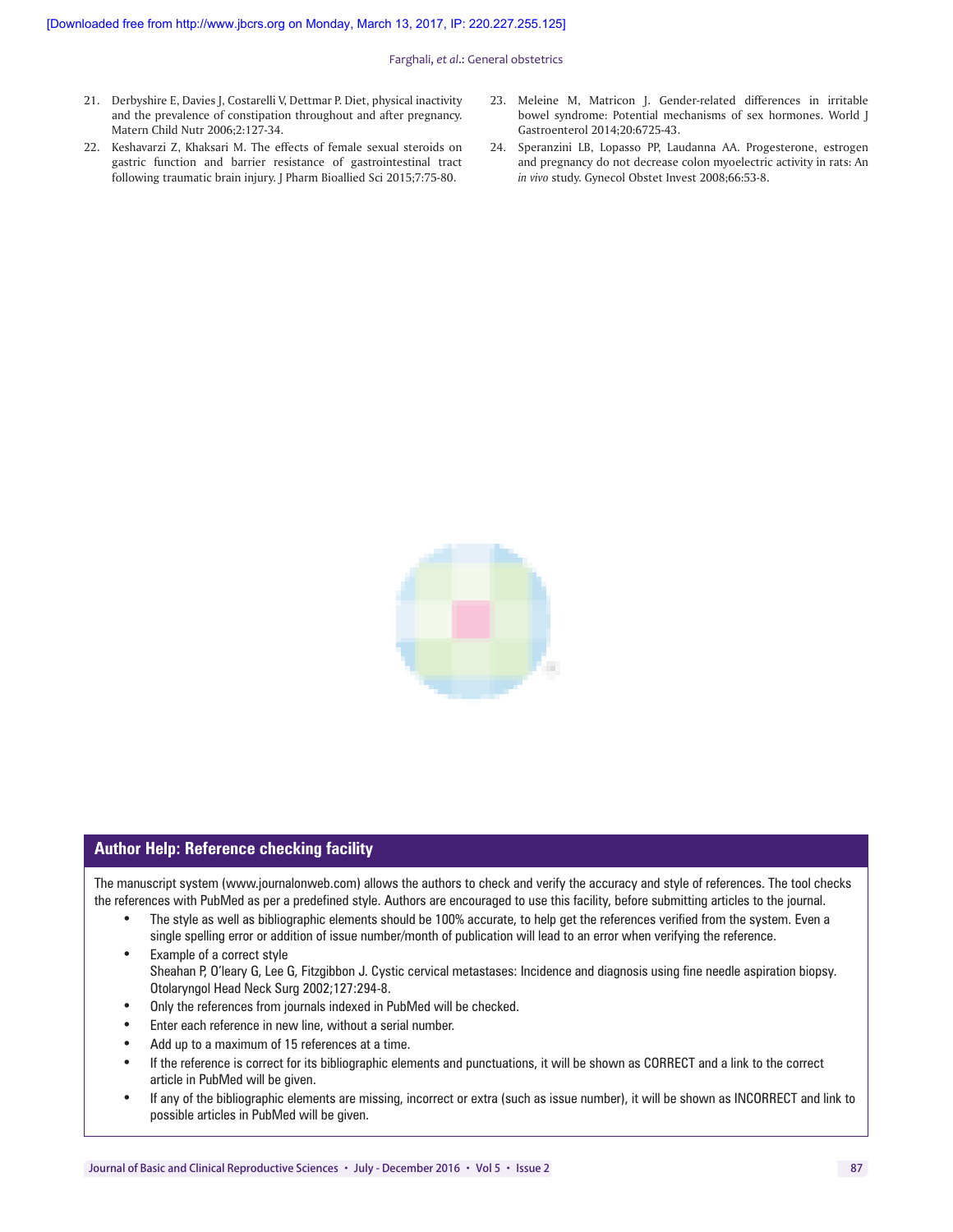21. Derbyshire E, Davies J, Costarelli V, Dettmar P. Diet, physical inactivity and the prevalence of constipation throughout and after pregnancy. Matern Child Nutr 2006;2:127-34.
22. Keshavarzi Z, Khaksari M. The effects of female sexual steroids on gastric function and barrier resistance of gastrointestinal tract following traumatic brain injury. J Pharm Bioallied Sci 2015;7:75-80.
23. Meleine M, Matricon J. Gender-related differences in irritable bowel syndrome: Potential mechanisms of sex hormones. World J Gastroenterol 2014;20:6725-43.
24. Speranzini LB, Lopasso PP, Laudanna AA. Progesterone, estrogen and pregnancy do not decrease colon myoelectric activity in rats: An *in vivo* study. Gynecol Obstet Invest 2008;66:53-8.

## Author Help: Reference checking facility

The manuscript system (www.journalonweb.com) allows the authors to check and verify the accuracy and style of references. The tool checks the references with PubMed as per a predefined style. Authors are encouraged to use this facility, before submitting articles to the journal.

- The style as well as bibliographic elements should be 100% accurate, to help get the references verified from the system. Even a single spelling error or addition of issue number/month of publication will lead to an error when verifying the reference.
- Example of a correct style
  Sheahan P, O'leary G, Lee G, Fitzgibbon J. Cystic cervical metastases: Incidence and diagnosis using fine needle aspiration biopsy. Otolaryngol Head Neck Surg 2002;127:294-8.
- Only the references from journals indexed in PubMed will be checked.
- Enter each reference in new line, without a serial number.
- Add up to a maximum of 15 references at a time.
- If the reference is correct for its bibliographic elements and punctuations, it will be shown as CORRECT and a link to the correct article in PubMed will be given.
- If any of the bibliographic elements are missing, incorrect or extra (such as issue number), it will be shown as INCORRECT and link to possible articles in PubMed will be given.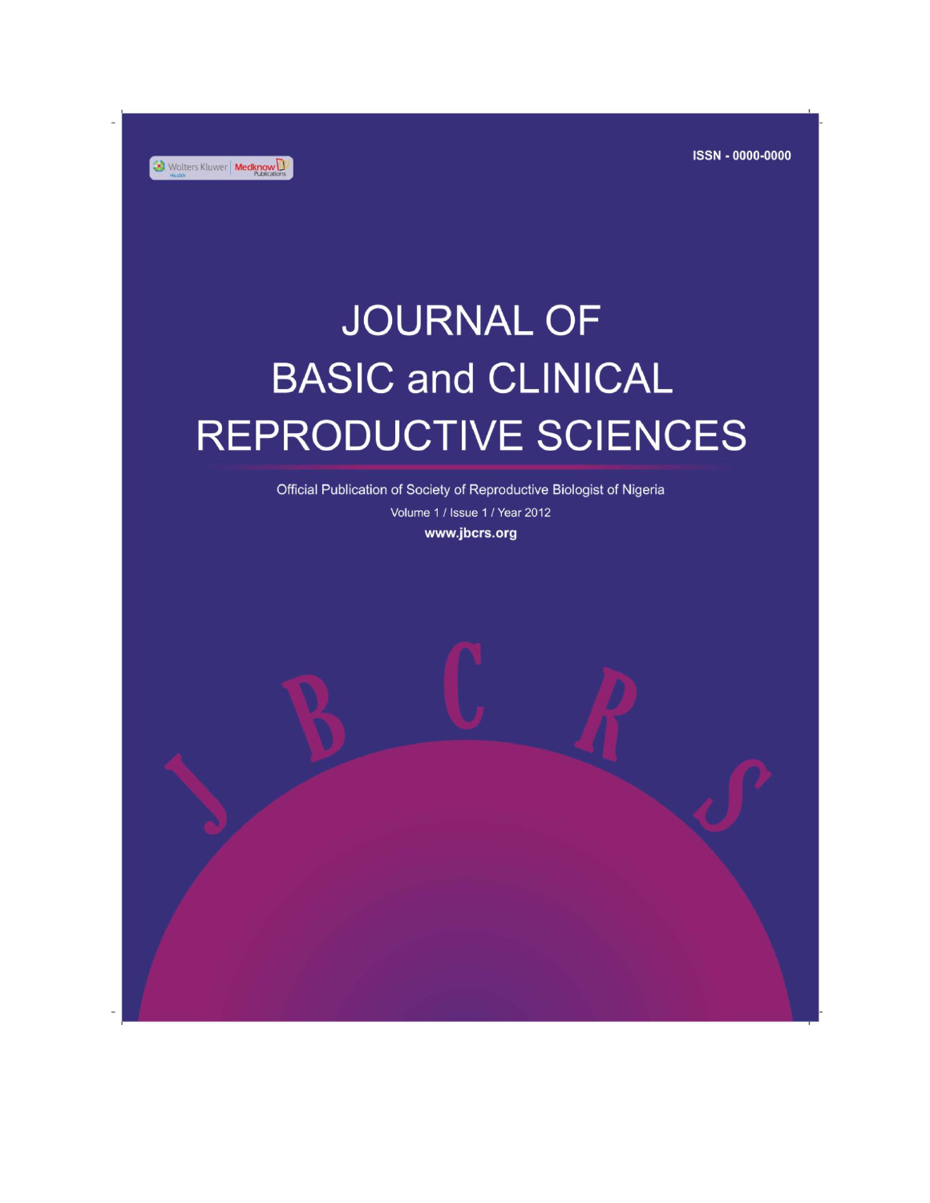ISSN - 0000-0000

Wolters Kluwer Health | Medknow Publications

# JOURNAL OF BASIC and CLINICAL REPRODUCTIVE SCIENCES

Official Publication of Society of Reproductive Biologist of Nigeria

Volume 1 / Issue 1 / Year 2012

**www.jbcrs.org**

JBCRS